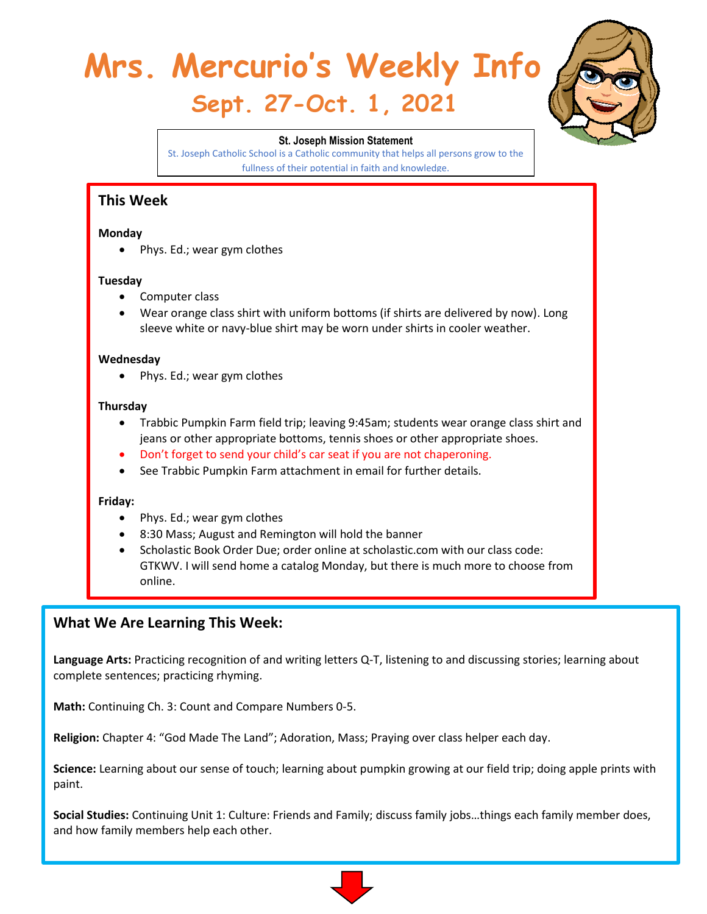# Mrs. Mercurio's Weekly Info

## Sept. 27-Oct. 1, 2021

**St. Joseph Mission Statement**

St. Joseph Catholic School is a Catholic community that helps all persons grow to the fullness of their potential in faith and knowledge.

## This Week

**Monday**

- Phys. Ed.; wear gym clothes

**Tuesday**

- Computer class
- Wear orange class shirt with uniform bottoms (if shirts are delivered by now). Long sleeve white or navy-blue shirt may be worn under shirts in cooler weather.

**Wednesday**

- Phys. Ed.; wear gym clothes

**Thursday**

- Trabbic Pumpkin Farm field trip; leaving 9:45am; students wear orange class shirt and jeans or other appropriate bottoms, tennis shoes or other appropriate shoes.
- Don't forget to send your child's car seat if you are not chaperoning.
- See Trabbic Pumpkin Farm attachment in email for further details.

**Friday:**

- Phys. Ed.; wear gym clothes
- 8:30 Mass; August and Remington will hold the banner
- Scholastic Book Order Due; order online at scholastic.com with our class code: GTKWV. I will send home a catalog Monday, but there is much more to choose from online.

## What We Are Learning This Week:

**Language Arts:** Practicing recognition of and writing letters Q-T, listening to and discussing stories; learning about complete sentences; practicing rhyming.

**Math:** Continuing Ch. 3: Count and Compare Numbers 0-5.

**Religion:** Chapter 4: "God Made The Land"; Adoration, Mass; Praying over class helper each day.

**Science:** Learning about our sense of touch; learning about pumpkin growing at our field trip; doing apple prints with paint.

**Social Studies:** Continuing Unit 1: Culture: Friends and Family; discuss family jobs…things each family member does, and how family members help each other.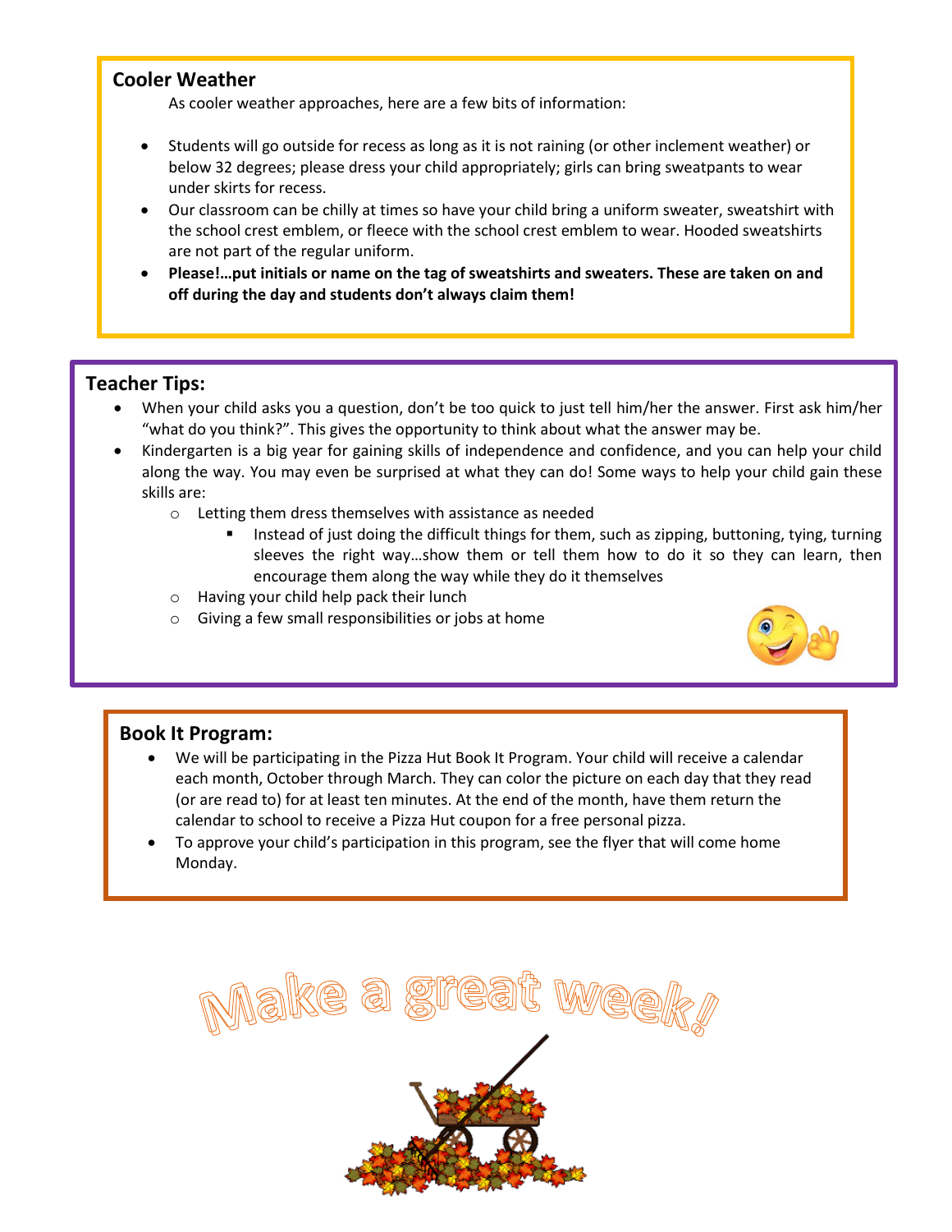## Cooler Weather

As cooler weather approaches, here are a few bits of information:

- Students will go outside for recess as long as it is not raining (or other inclement weather) or below 32 degrees; please dress your child appropriately; girls can bring sweatpants to wear under skirts for recess.
- Our classroom can be chilly at times so have your child bring a uniform sweater, sweatshirt with the school crest emblem, or fleece with the school crest emblem to wear. Hooded sweatshirts are not part of the regular uniform.
- **Please!…put initials or name on the tag of sweatshirts and sweaters. These are taken on and off during the day and students don't always claim them!**

## Teacher Tips:

- When your child asks you a question, don't be too quick to just tell him/her the answer. First ask him/her "what do you think?". This gives the opportunity to think about what the answer may be.
- Kindergarten is a big year for gaining skills of independence and confidence, and you can help your child along the way. You may even be surprised at what they can do! Some ways to help your child gain these skills are:
  - Letting them dress themselves with assistance as needed
    - Instead of just doing the difficult things for them, such as zipping, buttoning, tying, turning sleeves the right way…show them or tell them how to do it so they can learn, then encourage them along the way while they do it themselves
  - Having your child help pack their lunch
  - Giving a few small responsibilities or jobs at home

## Book It Program:

- We will be participating in the Pizza Hut Book It Program. Your child will receive a calendar each month, October through March. They can color the picture on each day that they read (or are read to) for at least ten minutes. At the end of the month, have them return the calendar to school to receive a Pizza Hut coupon for a free personal pizza.
- To approve your child's participation in this program, see the flyer that will come home Monday.

Make a great week!